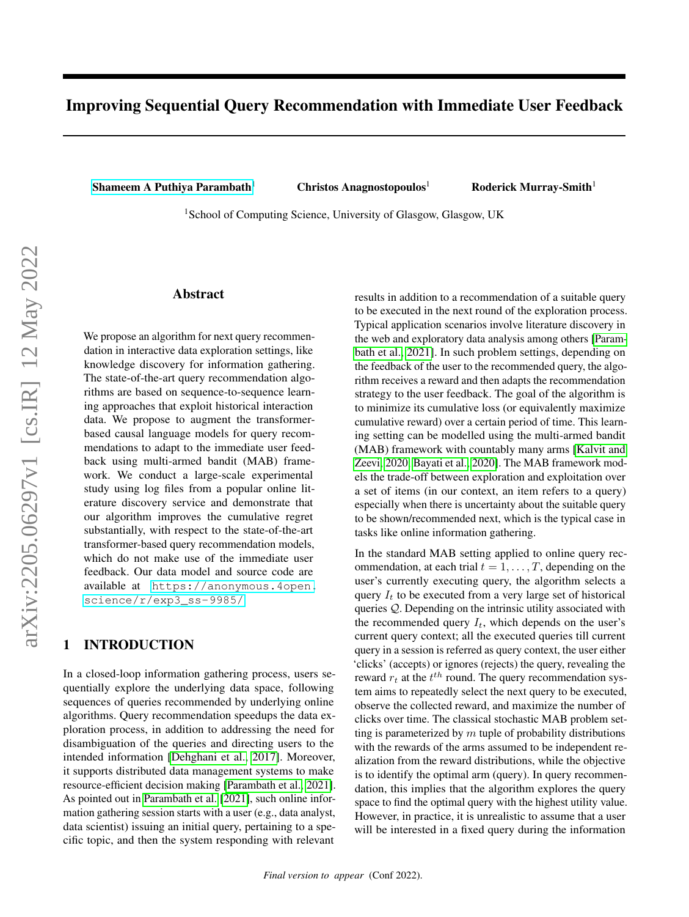# Improving Sequential Query Recommendation with Immediate User Feedback

**Shameem A Puthiya Parambath**[1] **Christos Anagnostopoulos**[1] **Roderick Murray-Smith**[1]

[1]School of Computing Science, University of Glasgow, Glasgow, UK

## Abstract

We propose an algorithm for next query recommendation in interactive data exploration settings, like knowledge discovery for information gathering. The state-of-the-art query recommendation algorithms are based on sequence-to-sequence learning approaches that exploit historical interaction data. We propose to augment the transformer-based causal language models for query recommendations to adapt to the immediate user feedback using multi-armed bandit (MAB) framework. We conduct a large-scale experimental study using log files from a popular online literature discovery service and demonstrate that our algorithm improves the cumulative regret substantially, with respect to the state-of-the-art transformer-based query recommendation models, which do not make use of the immediate user feedback. Our data model and source code are available at https://anonymous.4open.science/r/exp3_ss-9985/

## 1 INTRODUCTION

In a closed-loop information gathering process, users sequentially explore the underlying data space, following sequences of queries recommended by underlying online algorithms. Query recommendation speedups the data exploration process, in addition to addressing the need for disambiguation of the queries and directing users to the intended information [Dehghani et al., 2017]. Moreover, it supports distributed data management systems to make resource-efficient decision making [Parambath et al., 2021]. As pointed out in Parambath et al. [2021], such online information gathering session starts with a user (e.g., data analyst, data scientist) issuing an initial query, pertaining to a specific topic, and then the system responding with relevant results in addition to a recommendation of a suitable query to be executed in the next round of the exploration process. Typical application scenarios involve literature discovery in the web and exploratory data analysis among others [Parambath et al., 2021]. In such problem settings, depending on the feedback of the user to the recommended query, the algorithm receives a reward and then adapts the recommendation strategy to the user feedback. The goal of the algorithm is to minimize its cumulative loss (or equivalently maximize cumulative reward) over a certain period of time. This learning setting can be modelled using the multi-armed bandit (MAB) framework with countably many arms [Kalvit and Zeevi, 2020, Bayati et al., 2020]. The MAB framework models the trade-off between exploration and exploitation over a set of items (in our context, an item refers to a query) especially when there is uncertainty about the suitable query to be shown/recommended next, which is the typical case in tasks like online information gathering.

In the standard MAB setting applied to online query recommendation, at each trial $t = 1, \ldots, T$, depending on the user's currently executing query, the algorithm selects a query $I_t$ to be executed from a very large set of historical queries $\mathcal{Q}$. Depending on the intrinsic utility associated with the recommended query $I_t$, which depends on the user's current query context; all the executed queries till current query in a session is referred as query context, the user either 'clicks' (accepts) or ignores (rejects) the query, revealing the reward $r_t$ at the $t^{th}$ round. The query recommendation system aims to repeatedly select the next query to be executed, observe the collected reward, and maximize the number of clicks over time. The classical stochastic MAB problem setting is parameterized by $m$ tuple of probability distributions with the rewards of the arms assumed to be independent realization from the reward distributions, while the objective is to identify the optimal arm (query). In query recommendation, this implies that the algorithm explores the query space to find the optimal query with the highest utility value. However, in practice, it is unrealistic to assume that a user will be interested in a fixed query during the information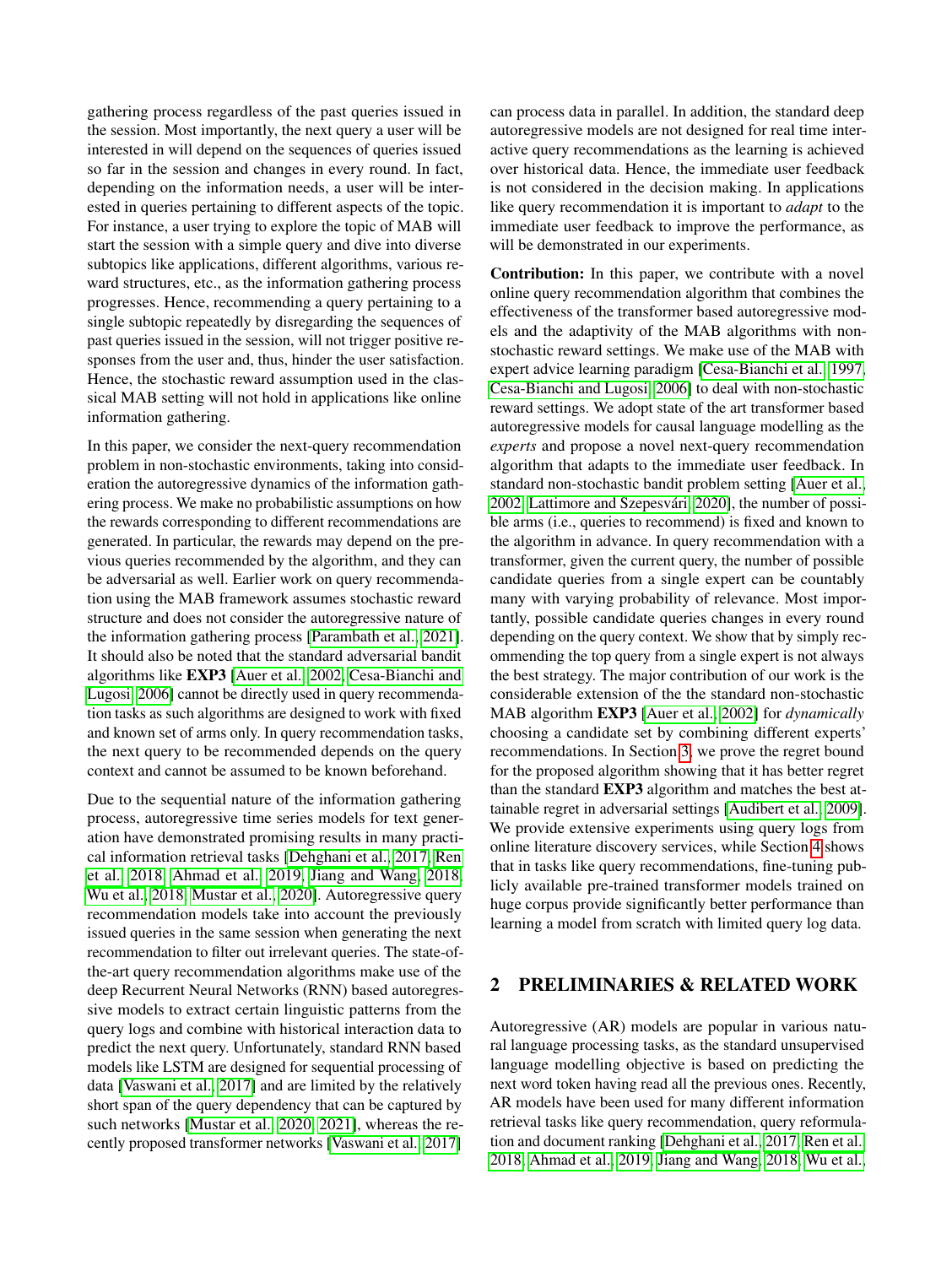gathering process regardless of the past queries issued in the session. Most importantly, the next query a user will be interested in will depend on the sequences of queries issued so far in the session and changes in every round. In fact, depending on the information needs, a user will be interested in queries pertaining to different aspects of the topic. For instance, a user trying to explore the topic of MAB will start the session with a simple query and dive into diverse subtopics like applications, different algorithms, various reward structures, etc., as the information gathering process progresses. Hence, recommending a query pertaining to a single subtopic repeatedly by disregarding the sequences of past queries issued in the session, will not trigger positive responses from the user and, thus, hinder the user satisfaction. Hence, the stochastic reward assumption used in the classical MAB setting will not hold in applications like online information gathering.

In this paper, we consider the next-query recommendation problem in non-stochastic environments, taking into consideration the autoregressive dynamics of the information gathering process. We make no probabilistic assumptions on how the rewards corresponding to different recommendations are generated. In particular, the rewards may depend on the previous queries recommended by the algorithm, and they can be adversarial as well. Earlier work on query recommendation using the MAB framework assumes stochastic reward structure and does not consider the autoregressive nature of the information gathering process [Parambath et al., 2021]. It should also be noted that the standard adversarial bandit algorithms like **EXP3** [Auer et al., 2002, Cesa-Bianchi and Lugosi, 2006] cannot be directly used in query recommendation tasks as such algorithms are designed to work with fixed and known set of arms only. In query recommendation tasks, the next query to be recommended depends on the query context and cannot be assumed to be known beforehand.

Due to the sequential nature of the information gathering process, autoregressive time series models for text generation have demonstrated promising results in many practical information retrieval tasks [Dehghani et al., 2017, Ren et al., 2018, Ahmad et al., 2019, Jiang and Wang, 2018, Wu et al., 2018, Mustar et al., 2020]. Autoregressive query recommendation models take into account the previously issued queries in the same session when generating the next recommendation to filter out irrelevant queries. The state-of-the-art query recommendation algorithms make use of the deep Recurrent Neural Networks (RNN) based autoregressive models to extract certain linguistic patterns from the query logs and combine with historical interaction data to predict the next query. Unfortunately, standard RNN based models like LSTM are designed for sequential processing of data [Vaswani et al., 2017] and are limited by the relatively short span of the query dependency that can be captured by such networks [Mustar et al., 2020, 2021], whereas the recently proposed transformer networks [Vaswani et al., 2017] can process data in parallel. In addition, the standard deep autoregressive models are not designed for real time interactive query recommendations as the learning is achieved over historical data. Hence, the immediate user feedback is not considered in the decision making. In applications like query recommendation it is important to *adapt* to the immediate user feedback to improve the performance, as will be demonstrated in our experiments.

**Contribution:** In this paper, we contribute with a novel online query recommendation algorithm that combines the effectiveness of the transformer based autoregressive models and the adaptivity of the MAB algorithms with non-stochastic reward settings. We make use of the MAB with expert advice learning paradigm [Cesa-Bianchi et al., 1997, Cesa-Bianchi and Lugosi, 2006] to deal with non-stochastic reward settings. We adopt state of the art transformer based autoregressive models for causal language modelling as the *experts* and propose a novel next-query recommendation algorithm that adapts to the immediate user feedback. In standard non-stochastic bandit problem setting [Auer et al., 2002, Lattimore and Szepesvári, 2020], the number of possible arms (i.e., queries to recommend) is fixed and known to the algorithm in advance. In query recommendation with a transformer, given the current query, the number of possible candidate queries from a single expert can be countably many with varying probability of relevance. Most importantly, possible candidate queries changes in every round depending on the query context. We show that by simply recommending the top query from a single expert is not always the best strategy. The major contribution of our work is the considerable extension of the the standard non-stochastic MAB algorithm **EXP3** [Auer et al., 2002] for *dynamically* choosing a candidate set by combining different experts' recommendations. In Section 3, we prove the regret bound for the proposed algorithm showing that it has better regret than the standard **EXP3** algorithm and matches the best attainable regret in adversarial settings [Audibert et al., 2009]. We provide extensive experiments using query logs from online literature discovery services, while Section 4 shows that in tasks like query recommendations, fine-tuning publicly available pre-trained transformer models trained on huge corpus provide significantly better performance than learning a model from scratch with limited query log data.

## 2 PRELIMINARIES & RELATED WORK

Autoregressive (AR) models are popular in various natural language processing tasks, as the standard unsupervised language modelling objective is based on predicting the next word token having read all the previous ones. Recently, AR models have been used for many different information retrieval tasks like query recommendation, query reformulation and document ranking [Dehghani et al., 2017, Ren et al., 2018, Ahmad et al., 2019, Jiang and Wang, 2018, Wu et al.,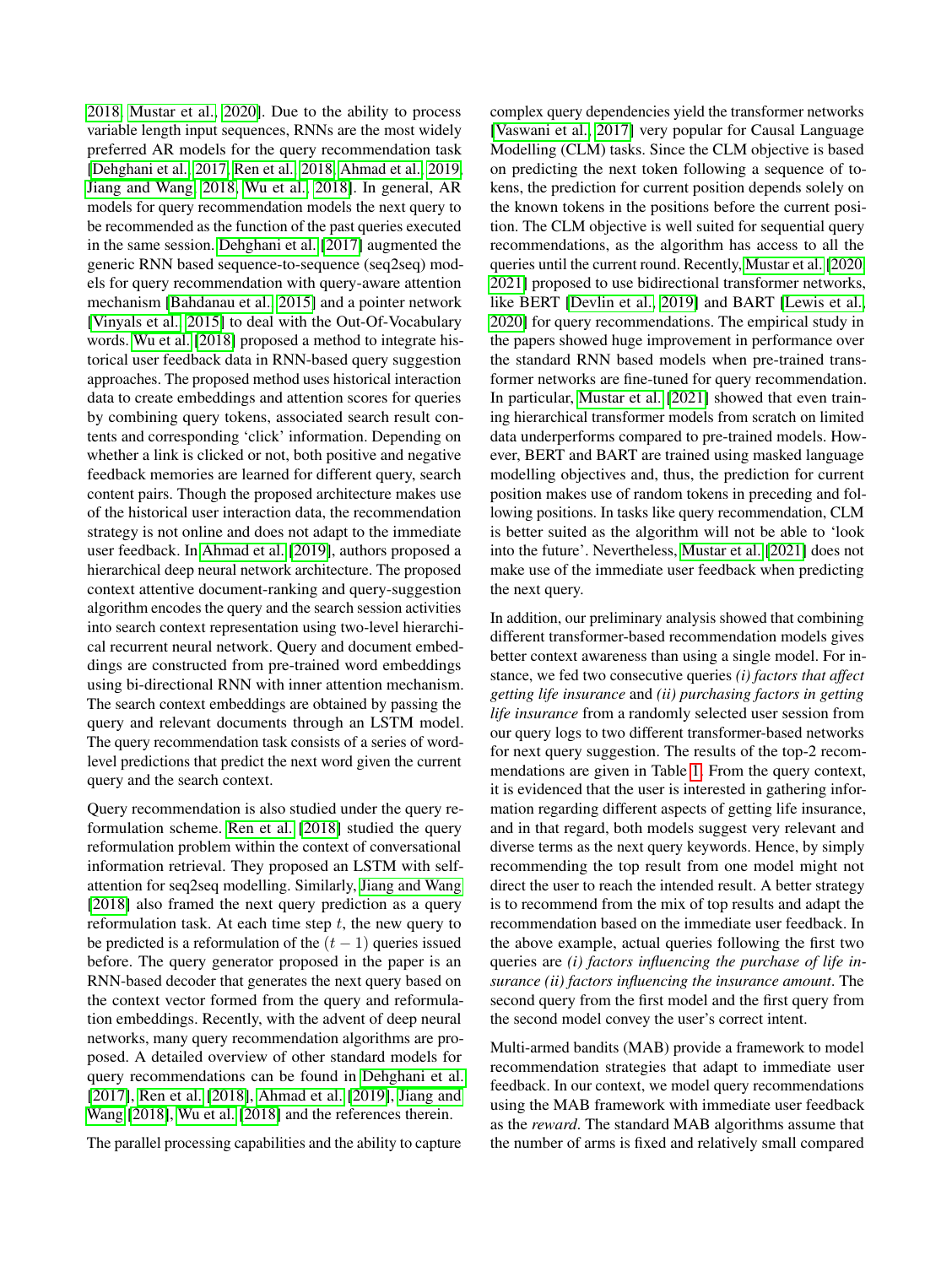2018, Mustar et al., 2020]. Due to the ability to process variable length input sequences, RNNs are the most widely preferred AR models for the query recommendation task [Dehghani et al., 2017, Ren et al., 2018, Ahmad et al., 2019, Jiang and Wang, 2018, Wu et al., 2018]. In general, AR models for query recommendation models the next query to be recommended as the function of the past queries executed in the same session. Dehghani et al. [2017] augmented the generic RNN based sequence-to-sequence (seq2seq) models for query recommendation with query-aware attention mechanism [Bahdanau et al., 2015] and a pointer network [Vinyals et al., 2015] to deal with the Out-Of-Vocabulary words. Wu et al. [2018] proposed a method to integrate historical user feedback data in RNN-based query suggestion approaches. The proposed method uses historical interaction data to create embeddings and attention scores for queries by combining query tokens, associated search result contents and corresponding 'click' information. Depending on whether a link is clicked or not, both positive and negative feedback memories are learned for different query, search content pairs. Though the proposed architecture makes use of the historical user interaction data, the recommendation strategy is not online and does not adapt to the immediate user feedback. In Ahmad et al. [2019], authors proposed a hierarchical deep neural network architecture. The proposed context attentive document-ranking and query-suggestion algorithm encodes the query and the search session activities into search context representation using two-level hierarchical recurrent neural network. Query and document embeddings are constructed from pre-trained word embeddings using bi-directional RNN with inner attention mechanism. The search context embeddings are obtained by passing the query and relevant documents through an LSTM model. The query recommendation task consists of a series of word-level predictions that predict the next word given the current query and the search context.

Query recommendation is also studied under the query reformulation scheme. Ren et al. [2018] studied the query reformulation problem within the context of conversational information retrieval. They proposed an LSTM with self-attention for seq2seq modelling. Similarly, Jiang and Wang [2018] also framed the next query prediction as a query reformulation task. At each time step $t$, the new query to be predicted is a reformulation of the $(t-1)$ queries issued before. The query generator proposed in the paper is an RNN-based decoder that generates the next query based on the context vector formed from the query and reformulation embeddings. Recently, with the advent of deep neural networks, many query recommendation algorithms are proposed. A detailed overview of other standard models for query recommendations can be found in Dehghani et al. [2017], Ren et al. [2018], Ahmad et al. [2019], Jiang and Wang [2018], Wu et al. [2018] and the references therein.

The parallel processing capabilities and the ability to capture complex query dependencies yield the transformer networks [Vaswani et al., 2017] very popular for Causal Language Modelling (CLM) tasks. Since the CLM objective is based on predicting the next token following a sequence of tokens, the prediction for current position depends solely on the known tokens in the positions before the current position. The CLM objective is well suited for sequential query recommendations, as the algorithm has access to all the queries until the current round. Recently, Mustar et al. [2020, 2021] proposed to use bidirectional transformer networks, like BERT [Devlin et al., 2019] and BART [Lewis et al., 2020] for query recommendations. The empirical study in the papers showed huge improvement in performance over the standard RNN based models when pre-trained transformer networks are fine-tuned for query recommendation. In particular, Mustar et al. [2021] showed that even training hierarchical transformer models from scratch on limited data underperforms compared to pre-trained models. However, BERT and BART are trained using masked language modelling objectives and, thus, the prediction for current position makes use of random tokens in preceding and following positions. In tasks like query recommendation, CLM is better suited as the algorithm will not be able to 'look into the future'. Nevertheless, Mustar et al. [2021] does not make use of the immediate user feedback when predicting the next query.

In addition, our preliminary analysis showed that combining different transformer-based recommendation models gives better context awareness than using a single model. For instance, we fed two consecutive queries *(i) factors that affect getting life insurance* and *(ii) purchasing factors in getting life insurance* from a randomly selected user session from our query logs to two different transformer-based networks for next query suggestion. The results of the top-2 recommendations are given in Table 1. From the query context, it is evidenced that the user is interested in gathering information regarding different aspects of getting life insurance, and in that regard, both models suggest very relevant and diverse terms as the next query keywords. Hence, by simply recommending the top result from one model might not direct the user to reach the intended result. A better strategy is to recommend from the mix of top results and adapt the recommendation based on the immediate user feedback. In the above example, actual queries following the first two queries are *(i) factors influencing the purchase of life insurance (ii) factors influencing the insurance amount*. The second query from the first model and the first query from the second model convey the user's correct intent.

Multi-armed bandits (MAB) provide a framework to model recommendation strategies that adapt to immediate user feedback. In our context, we model query recommendations using the MAB framework with immediate user feedback as the *reward*. The standard MAB algorithms assume that the number of arms is fixed and relatively small compared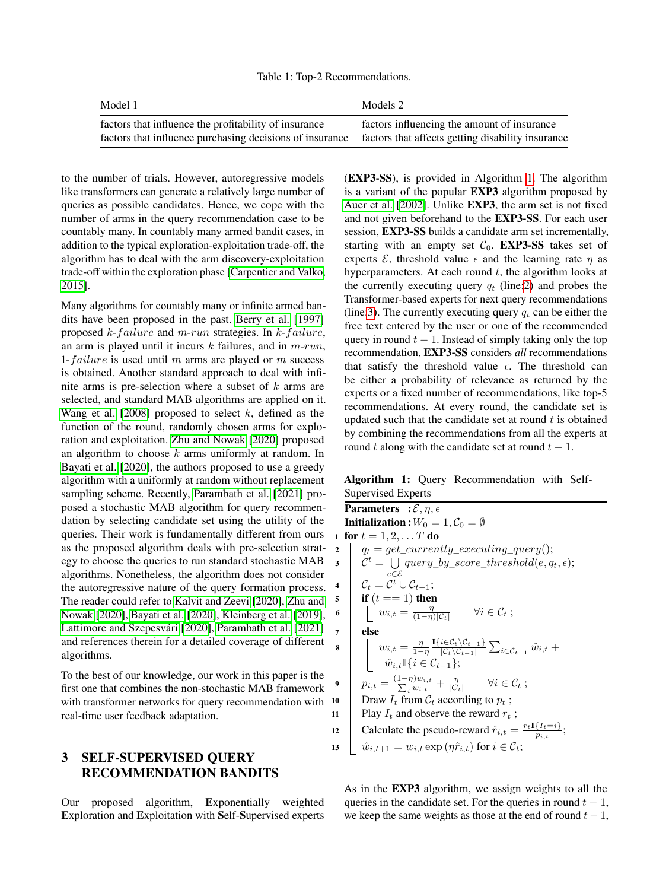Table 1: Top-2 Recommendations.

| Model 1 | Models 2 |
|---|---|
| factors that influence the profitability of insurance | factors influencing the amount of insurance |
| factors that influence purchasing decisions of insurance | factors that affects getting disability insurance |

to the number of trials. However, autoregressive models like transformers can generate a relatively large number of queries as possible candidates. Hence, we cope with the number of arms in the query recommendation case to be countably many. In countably many armed bandit cases, in addition to the typical exploration-exploitation trade-off, the algorithm has to deal with the arm discovery-exploitation trade-off within the exploration phase [Carpentier and Valko, 2015].

Many algorithms for countably many or infinite armed bandits have been proposed in the past. Berry et al. [1997] proposed $k$-$failure$ and $m$-$run$ strategies. In $k$-$failure$, an arm is played until it incurs $k$ failures, and in $m$-$run$, 1-$failure$ is used until $m$ arms are played or $m$ success is obtained. Another standard approach to deal with infinite arms is pre-selection where a subset of $k$ arms are selected, and standard MAB algorithms are applied on it. Wang et al. [2008] proposed to select $k$, defined as the function of the round, randomly chosen arms for exploration and exploitation. Zhu and Nowak [2020] proposed an algorithm to choose $k$ arms uniformly at random. In Bayati et al. [2020], the authors proposed to use a greedy algorithm with a uniformly at random without replacement sampling scheme. Recently, Parambath et al. [2021] proposed a stochastic MAB algorithm for query recommendation by selecting candidate set using the utility of the queries. Their work is fundamentally different from ours as the proposed algorithm deals with pre-selection strategy to choose the queries to run standard stochastic MAB algorithms. Nonetheless, the algorithm does not consider the autoregressive nature of the query formation process. The reader could refer to Kalvit and Zeevi [2020], Zhu and Nowak [2020], Bayati et al. [2020], Kleinberg et al. [2019], Lattimore and Szepesvári [2020], Parambath et al. [2021] and references therein for a detailed coverage of different algorithms.

To the best of our knowledge, our work in this paper is the first one that combines the non-stochastic MAB framework with transformer networks for query recommendation with real-time user feedback adaptation.

## 3 SELF-SUPERVISED QUERY RECOMMENDATION BANDITS

Our proposed algorithm, **E**xponentially weighted **E**xploration and **E**xploitation with **S**elf-**S**upervised experts (**EXP3-SS**), is provided in Algorithm 1. The algorithm is a variant of the popular **EXP3** algorithm proposed by Auer et al. [2002]. Unlike **EXP3**, the arm set is not fixed and not given beforehand to the **EXP3-SS**. For each user session, **EXP3-SS** builds a candidate arm set incrementally, starting with an empty set $\mathcal{C}_0$. **EXP3-SS** takes set of experts $\mathcal{E}$, threshold value $\epsilon$ and the learning rate $\eta$ as hyperparameters. At each round $t$, the algorithm looks at the currently executing query $q_t$ (line 2) and probes the Transformer-based experts for next query recommendations (line 3). The currently executing query $q_t$ can be either the free text entered by the user or one of the recommended query in round $t-1$. Instead of simply taking only the top recommendation, **EXP3-SS** considers *all* recommendations that satisfy the threshold value $\epsilon$. The threshold can be either a probability of relevance as returned by the experts or a fixed number of recommendations, like top-5 recommendations. At every round, the candidate set is updated such that the candidate set at round $t$ is obtained by combining the recommendations from all the experts at round $t$ along with the candidate set at round $t-1$.

**Algorithm 1:** Query Recommendation with Self-Supervised Experts

**Parameters** : $\mathcal{E}, \eta, \epsilon$
**Initialization :** $W_0 = 1, \mathcal{C}_0 = \emptyset$

```
1  for t = 1, 2, ... T do
2      q_t = get_currently_executing_query();
3      C^t = ⋃_{e∈E} query_by_score_threshold(e, q_t, ε);
4      C_t = C^t ∪ C_{t-1};
5      if (t == 1) then
6          w_{i,t} = η / ((1-η)|C_t|)      ∀i ∈ C_t ;
7      else
8          w_{i,t} = η/(1-η) · 𝕀{i∈C_t \ C_{t-1}} / |C_t \ C_{t-1}| · Σ_{i∈C_{t-1}} ŵ_{i,t} + ŵ_{i,t} 𝕀{i ∈ C_{t-1}};
9      p_{i,t} = (1-η) w_{i,t} / Σ_i w_{i,t} + η/|C_t|      ∀i ∈ C_t ;
10     Draw I_t from C_t according to p_t ;
11     Play I_t and observe the reward r_t ;
12     Calculate the pseudo-reward r̂_{i,t} = r_t 𝕀{I_t = i} / p_{i,t};
13     ŵ_{i,t+1} = w_{i,t} exp(η r̂_{i,t}) for i ∈ C_t;
```

Line 3: $\mathcal{C}^t = \bigcup_{e \in \mathcal{E}} query\_by\_score\_threshold(e, q_t, \epsilon)$

Line 6: $w_{i,t} = \frac{\eta}{(1-\eta)|\mathcal{C}_t|} \quad \forall i \in \mathcal{C}_t$

Line 8: $w_{i,t} = \frac{\eta}{1-\eta} \frac{\mathbb{I}\{i \in \mathcal{C}_t \setminus \mathcal{C}_{t-1}\}}{|\mathcal{C}_t \setminus \mathcal{C}_{t-1}|} \sum_{i \in \mathcal{C}_{t-1}} \hat{w}_{i,t} + \hat{w}_{i,t} \mathbb{I}\{i \in \mathcal{C}_{t-1}\}$

Line 9: $p_{i,t} = \frac{(1-\eta) w_{i,t}}{\sum_i w_{i,t}} + \frac{\eta}{|\mathcal{C}_t|} \quad \forall i \in \mathcal{C}_t$

Line 12: $\hat{r}_{i,t} = \frac{r_t \mathbb{I}\{I_t = i\}}{p_{i,t}}$

Line 13: $\hat{w}_{i,t+1} = w_{i,t} \exp(\eta \hat{r}_{i,t})$ for $i \in \mathcal{C}_t$

As in the **EXP3** algorithm, we assign weights to all the queries in the candidate set. For the queries in round $t-1$, we keep the same weights as those at the end of round $t-1$,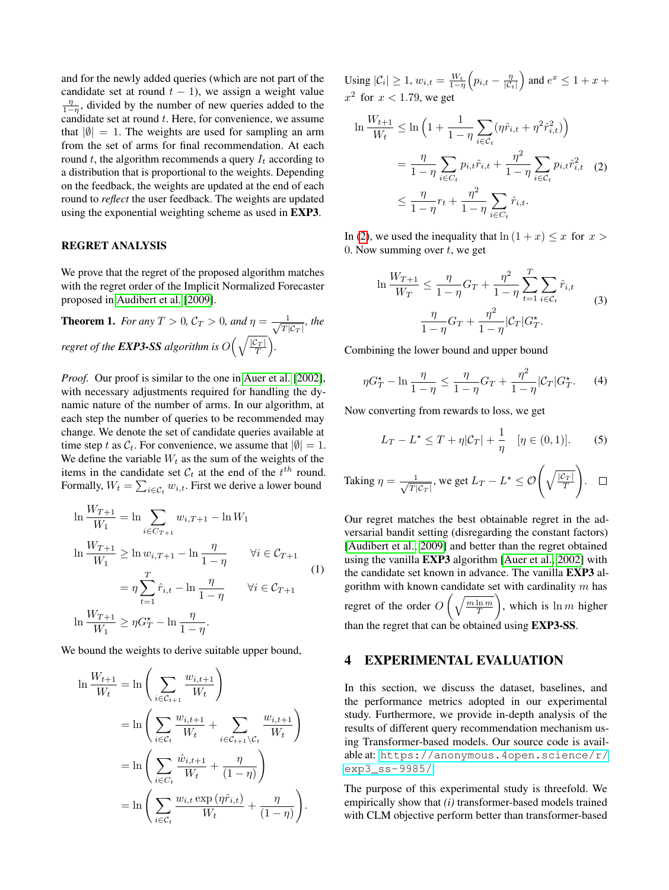and for the newly added queries (which are not part of the candidate set at round $t-1$), we assign a weight value $\frac{\eta}{1-\eta}$, divided by the number of new queries added to the candidate set at round $t$. Here, for convenience, we assume that $|\emptyset| = 1$. The weights are used for sampling an arm from the set of arms for final recommendation. At each round $t$, the algorithm recommends a query $I_t$ according to a distribution that is proportional to the weights. Depending on the feedback, the weights are updated at the end of each round to *reflect* the user feedback. The weights are updated using the exponential weighting scheme as used in **EXP3**.

### REGRET ANALYSIS

We prove that the regret of the proposed algorithm matches with the regret order of the Implicit Normalized Forecaster proposed in Audibert et al. [2009].

**Theorem 1.** *For any $T > 0$, $\mathcal{C}_T > 0$, and $\eta = \frac{1}{\sqrt{T|\mathcal{C}_T|}}$, the regret of the **EXP3-SS** algorithm is $O\left(\sqrt{\frac{|\mathcal{C}_T|}{T}}\right)$.*

*Proof.* Our proof is similar to the one in Auer et al. [2002], with necessary adjustments required for handling the dynamic nature of the number of arms. In our algorithm, at each step the number of queries to be recommended may change. We denote the set of candidate queries available at time step $t$ as $\mathcal{C}_t$. For convenience, we assume that $|\emptyset| = 1$. We define the variable $W_t$ as the sum of the weights of the items in the candidate set $\mathcal{C}_t$ at the end of the $t^{th}$ round. Formally, $W_t = \sum_{i \in \mathcal{C}_t} w_{i,t}$. First we derive a lower bound

$$
\begin{aligned}
\ln \frac{W_{T+1}}{W_1} &= \ln \sum_{i \in C_{T+1}} w_{i,T+1} - \ln W_1 \\
\ln \frac{W_{T+1}}{W_1} &\geq \ln w_{i,T+1} - \ln \frac{\eta}{1-\eta} \qquad \forall i \in \mathcal{C}_{T+1} \\
&= \eta \sum_{t=1}^{T} \hat{r}_{i,t} - \ln \frac{\eta}{1-\eta} \qquad \forall i \in \mathcal{C}_{T+1} \\
\ln \frac{W_{T+1}}{W_1} &\geq \eta G_T^\star - \ln \frac{\eta}{1-\eta}.
\end{aligned} \tag{1}
$$

We bound the weights to derive suitable upper bound,

$$
\begin{aligned}
\ln \frac{W_{t+1}}{W_t} &= \ln \left( \sum_{i \in \mathcal{C}_{t+1}} \frac{w_{i,t+1}}{W_t} \right) \\
&= \ln \left( \sum_{i \in \mathcal{C}_t} \frac{w_{i,t+1}}{W_t} + \sum_{i \in \mathcal{C}_{t+1} \setminus \mathcal{C}_t} \frac{w_{i,t+1}}{W_t} \right) \\
&= \ln \left( \sum_{i \in \mathcal{C}_t} \frac{\hat{w}_{i,t+1}}{W_t} + \frac{\eta}{(1-\eta)} \right) \\
&= \ln \left( \sum_{i \in \mathcal{C}_t} \frac{w_{i,t} \exp(\eta \hat{r}_{i,t})}{W_t} + \frac{\eta}{(1-\eta)} \right).
\end{aligned}
$$

Using $|\mathcal{C}_i| \geq 1$, $w_{i,t} = \frac{W_t}{1-\eta}\left(p_{i,t} - \frac{\eta}{|\mathcal{C}_t|}\right)$ and $e^x \leq 1 + x + x^2$ for $x < 1.79$, we get

$$
\begin{aligned}
\ln \frac{W_{t+1}}{W_t} &\leq \ln \left( 1 + \frac{1}{1-\eta} \sum_{i \in \mathcal{C}_t} (\eta \hat{r}_{i,t} + \eta^2 \hat{r}_{i,t}^2) \right) \\
&= \frac{\eta}{1-\eta} \sum_{i \in \mathcal{C}_t} p_{i,t} \hat{r}_{i,t} + \frac{\eta^2}{1-\eta} \sum_{i \in \mathcal{C}_t} p_{i,t} \hat{r}_{i,t}^2 \qquad (2) \\
&\leq \frac{\eta}{1-\eta} r_t + \frac{\eta^2}{1-\eta} \sum_{i \in \mathcal{C}_t} \hat{r}_{i,t}.
\end{aligned}
$$

In (2), we used the inequality that $\ln(1+x) \leq x$ for $x > 0$. Now summing over $t$, we get

$$
\begin{aligned}
\ln \frac{W_{T+1}}{W_T} &\leq \frac{\eta}{1-\eta} G_T + \frac{\eta^2}{1-\eta} \sum_{t=1}^{T} \sum_{i \in \mathcal{C}_t} \hat{r}_{i,t} \\
&\frac{\eta}{1-\eta} G_T + \frac{\eta^2}{1-\eta} |\mathcal{C}_T| G_T^\star.
\end{aligned} \tag{3}
$$

Combining the lower bound and upper bound

$$
\eta G_T^\star - \ln \frac{\eta}{1-\eta} \leq \frac{\eta}{1-\eta} G_T + \frac{\eta^2}{1-\eta} |\mathcal{C}_T| G_T^\star. \tag{4}
$$

Now converting from rewards to loss, we get

$$
L_T - L^\star \leq T + \eta |\mathcal{C}_T| + \frac{1}{\eta} \quad [\eta \in (0,1)]. \tag{5}
$$

Taking $\eta = \frac{1}{\sqrt{T|\mathcal{C}_T|}}$, we get $L_T - L^\star \leq \mathcal{O}\left(\sqrt{\frac{|\mathcal{C}_T|}{T}}\right)$. $\square$

Our regret matches the best obtainable regret in the adversarial bandit setting (disregarding the constant factors) [Audibert et al., 2009] and better than the regret obtained using the vanilla **EXP3** algorithm [Auer et al., 2002] with the candidate set known in advance. The vanilla **EXP3** algorithm with known candidate set with cardinality $m$ has regret of the order $O\left(\sqrt{\frac{m \ln m}{T}}\right)$, which is $\ln m$ higher than the regret that can be obtained using **EXP3-SS**.

## 4 EXPERIMENTAL EVALUATION

In this section, we discuss the dataset, baselines, and the performance metrics adopted in our experimental study. Furthermore, we provide in-depth analysis of the results of different query recommendation mechanism using Transformer-based models. Our source code is available at: https://anonymous.4open.science/r/exp3_ss-9985/

The purpose of this experimental study is threefold. We empirically show that *(i)* transformer-based models trained with CLM objective perform better than transformer-based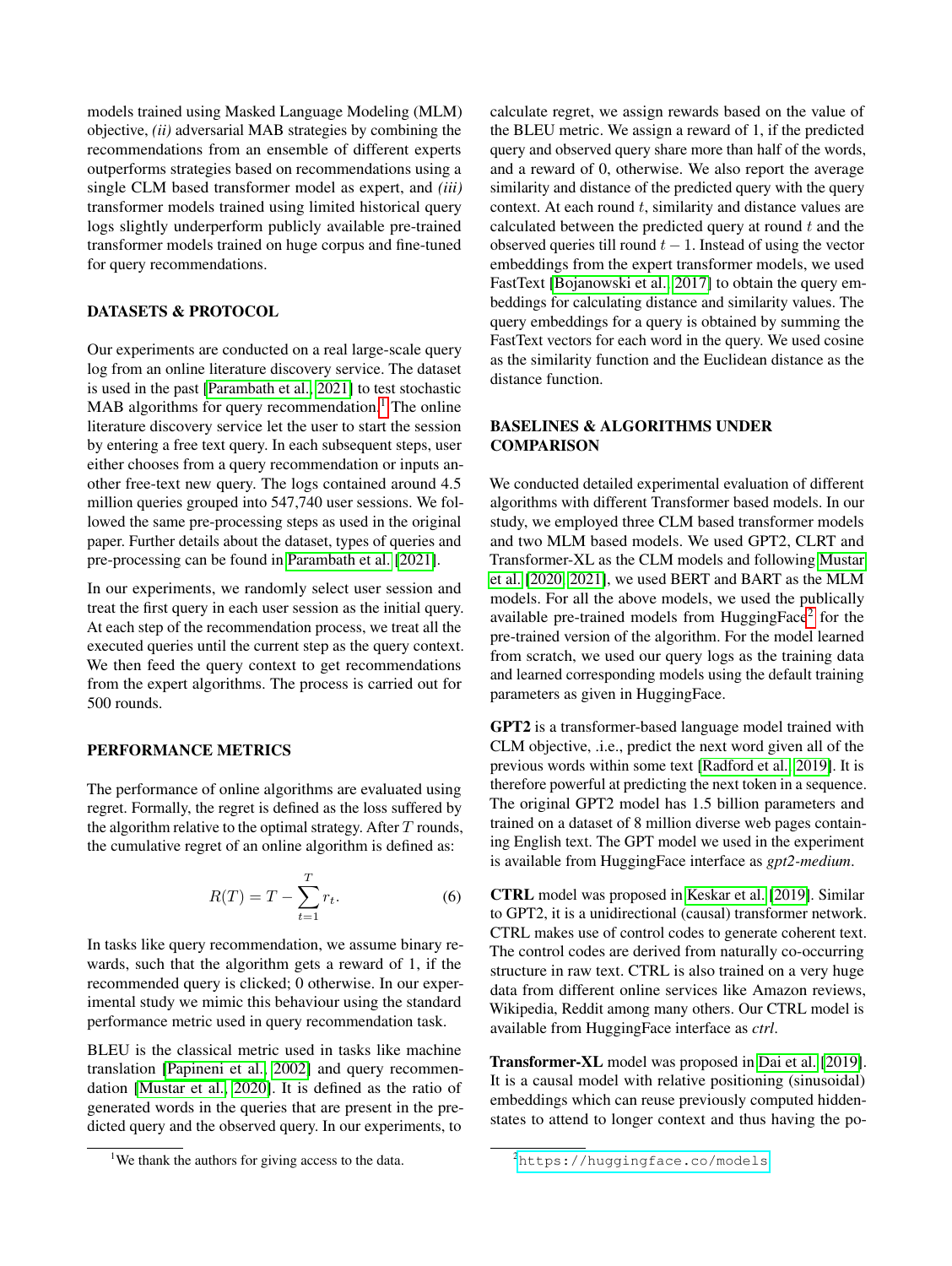models trained using Masked Language Modeling (MLM) objective, *(ii)* adversarial MAB strategies by combining the recommendations from an ensemble of different experts outperforms strategies based on recommendations using a single CLM based transformer model as expert, and *(iii)* transformer models trained using limited historical query logs slightly underperform publicly available pre-trained transformer models trained on huge corpus and fine-tuned for query recommendations.

## DATASETS & PROTOCOL

Our experiments are conducted on a real large-scale query log from an online literature discovery service. The dataset is used in the past [Parambath et al., 2021] to test stochastic MAB algorithms for query recommendation.[1] The online literature discovery service let the user to start the session by entering a free text query. In each subsequent steps, user either chooses from a query recommendation or inputs another free-text new query. The logs contained around 4.5 million queries grouped into 547,740 user sessions. We followed the same pre-processing steps as used in the original paper. Further details about the dataset, types of queries and pre-processing can be found in Parambath et al. [2021].

In our experiments, we randomly select user session and treat the first query in each user session as the initial query. At each step of the recommendation process, we treat all the executed queries until the current step as the query context. We then feed the query context to get recommendations from the expert algorithms. The process is carried out for 500 rounds.

## PERFORMANCE METRICS

The performance of online algorithms are evaluated using regret. Formally, the regret is defined as the loss suffered by the algorithm relative to the optimal strategy. After $T$ rounds, the cumulative regret of an online algorithm is defined as:

$$R(T) = T - \sum_{t=1}^{T} r_t. \tag{6}$$

In tasks like query recommendation, we assume binary rewards, such that the algorithm gets a reward of 1, if the recommended query is clicked; 0 otherwise. In our experimental study we mimic this behaviour using the standard performance metric used in query recommendation task.

BLEU is the classical metric used in tasks like machine translation [Papineni et al., 2002] and query recommendation [Mustar et al., 2020]. It is defined as the ratio of generated words in the queries that are present in the predicted query and the observed query. In our experiments, to calculate regret, we assign rewards based on the value of the BLEU metric. We assign a reward of 1, if the predicted query and observed query share more than half of the words, and a reward of 0, otherwise. We also report the average similarity and distance of the predicted query with the query context. At each round $t$, similarity and distance values are calculated between the predicted query at round $t$ and the observed queries till round $t-1$. Instead of using the vector embeddings from the expert transformer models, we used FastText [Bojanowski et al., 2017] to obtain the query embeddings for calculating distance and similarity values. The query embeddings for a query is obtained by summing the FastText vectors for each word in the query. We used cosine as the similarity function and the Euclidean distance as the distance function.

## BASELINES & ALGORITHMS UNDER COMPARISON

We conducted detailed experimental evaluation of different algorithms with different Transformer based models. In our study, we employed three CLM based transformer models and two MLM based models. We used GPT2, CLRT and Transformer-XL as the CLM models and following Mustar et al. [2020, 2021], we used BERT and BART as the MLM models. For all the above models, we used the publically available pre-trained models from HuggingFace[2] for the pre-trained version of the algorithm. For the model learned from scratch, we used our query logs as the training data and learned corresponding models using the default training parameters as given in HuggingFace.

**GPT2** is a transformer-based language model trained with CLM objective, .i.e., predict the next word given all of the previous words within some text [Radford et al., 2019]. It is therefore powerful at predicting the next token in a sequence. The original GPT2 model has 1.5 billion parameters and trained on a dataset of 8 million diverse web pages containing English text. The GPT model we used in the experiment is available from HuggingFace interface as *gpt2-medium*.

**CTRL** model was proposed in Keskar et al. [2019]. Similar to GPT2, it is a unidirectional (causal) transformer network. CTRL makes use of control codes to generate coherent text. The control codes are derived from naturally co-occurring structure in raw text. CTRL is also trained on a very huge data from different online services like Amazon reviews, Wikipedia, Reddit among many others. Our CTRL model is available from HuggingFace interface as *ctrl*.

**Transformer-XL** model was proposed in Dai et al. [2019]. It is a causal model with relative positioning (sinusoidal) embeddings which can reuse previously computed hidden-states to attend to longer context and thus having the po-

[1] We thank the authors for giving access to the data.

[2] https://huggingface.co/models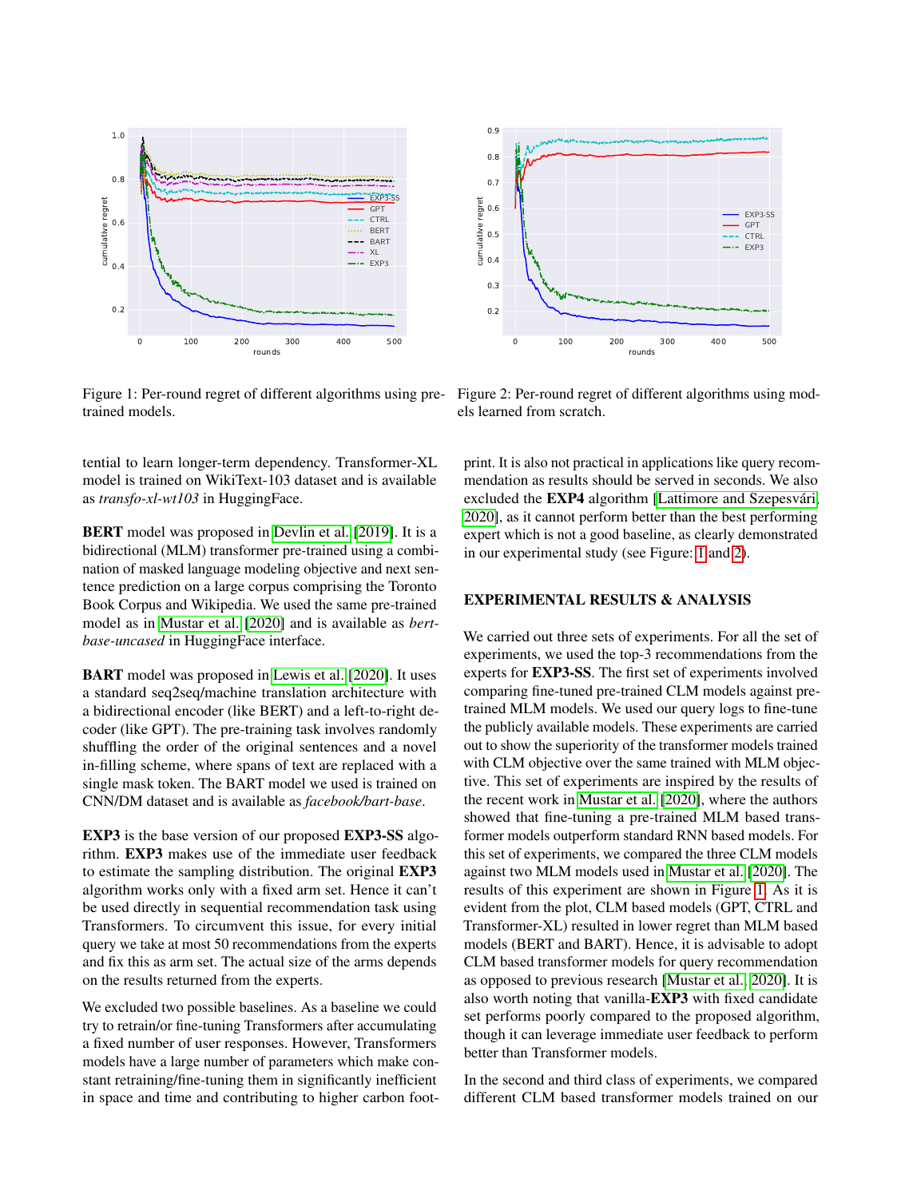Figure 1: Per-round regret of different algorithms using pre-trained models.

Figure 2: Per-round regret of different algorithms using models learned from scratch.

tential to learn longer-term dependency. Transformer-XL model is trained on WikiText-103 dataset and is available as *transfo-xl-wt103* in HuggingFace.

**BERT** model was proposed in Devlin et al. [2019]. It is a bidirectional (MLM) transformer pre-trained using a combination of masked language modeling objective and next sentence prediction on a large corpus comprising the Toronto Book Corpus and Wikipedia. We used the same pre-trained model as in Mustar et al. [2020] and is available as *bert-base-uncased* in HuggingFace interface.

**BART** model was proposed in Lewis et al. [2020]. It uses a standard seq2seq/machine translation architecture with a bidirectional encoder (like BERT) and a left-to-right decoder (like GPT). The pre-training task involves randomly shuffling the order of the original sentences and a novel in-filling scheme, where spans of text are replaced with a single mask token. The BART model we used is trained on CNN/DM dataset and is available as *facebook/bart-base*.

**EXP3** is the base version of our proposed **EXP3-SS** algorithm. **EXP3** makes use of the immediate user feedback to estimate the sampling distribution. The original **EXP3** algorithm works only with a fixed arm set. Hence it can't be used directly in sequential recommendation task using Transformers. To circumvent this issue, for every initial query we take at most 50 recommendations from the experts and fix this as arm set. The actual size of the arms depends on the results returned from the experts.

We excluded two possible baselines. As a baseline we could try to retrain/or fine-tuning Transformers after accumulating a fixed number of user responses. However, Transformers models have a large number of parameters which make constant retraining/fine-tuning them in significantly inefficient in space and time and contributing to higher carbon footprint. It is also not practical in applications like query recommendation as results should be served in seconds. We also excluded the **EXP4** algorithm [Lattimore and Szepesvári, 2020], as it cannot perform better than the best performing expert which is not a good baseline, as clearly demonstrated in our experimental study (see Figure: 1 and 2).

## EXPERIMENTAL RESULTS & ANALYSIS

We carried out three sets of experiments. For all the set of experiments, we used the top-3 recommendations from the experts for **EXP3-SS**. The first set of experiments involved comparing fine-tuned pre-trained CLM models against pre-trained MLM models. We used our query logs to fine-tune the publicly available models. These experiments are carried out to show the superiority of the transformer models trained with CLM objective over the same trained with MLM objective. This set of experiments are inspired by the results of the recent work in Mustar et al. [2020], where the authors showed that fine-tuning a pre-trained MLM based transformer models outperform standard RNN based models. For this set of experiments, we compared the three CLM models against two MLM models used in Mustar et al. [2020]. The results of this experiment are shown in Figure 1. As it is evident from the plot, CLM based models (GPT, CTRL and Transformer-XL) resulted in lower regret than MLM based models (BERT and BART). Hence, it is advisable to adopt CLM based transformer models for query recommendation as opposed to previous research [Mustar et al., 2020]. It is also worth noting that vanilla-**EXP3** with fixed candidate set performs poorly compared to the proposed algorithm, though it can leverage immediate user feedback to perform better than Transformer models.

In the second and third class of experiments, we compared different CLM based transformer models trained on our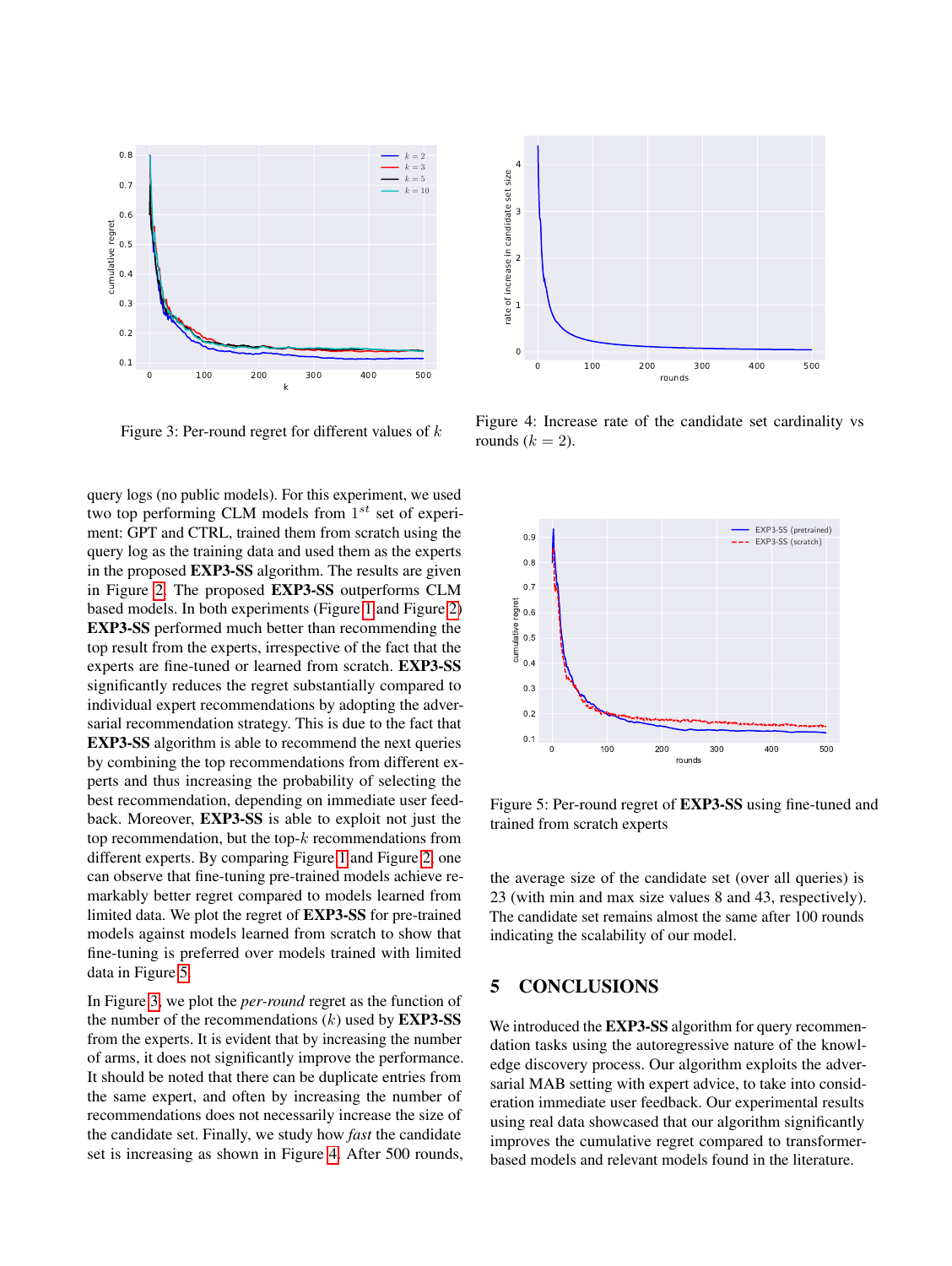Figure 3: Per-round regret for different values of $k$

Figure 4: Increase rate of the candidate set cardinality vs rounds ($k = 2$).

query logs (no public models). For this experiment, we used two top performing CLM models from $1^{st}$ set of experiment: GPT and CTRL, trained them from scratch using the query log as the training data and used them as the experts in the proposed **EXP3-SS** algorithm. The results are given in Figure 2. The proposed **EXP3-SS** outperforms CLM based models. In both experiments (Figure 1 and Figure 2) **EXP3-SS** performed much better than recommending the top result from the experts, irrespective of the fact that the experts are fine-tuned or learned from scratch. **EXP3-SS** significantly reduces the regret substantially compared to individual expert recommendations by adopting the adversarial recommendation strategy. This is due to the fact that **EXP3-SS** algorithm is able to recommend the next queries by combining the top recommendations from different experts and thus increasing the probability of selecting the best recommendation, depending on immediate user feedback. Moreover, **EXP3-SS** is able to exploit not just the top recommendation, but the top-$k$ recommendations from different experts. By comparing Figure 1 and Figure 2, one can observe that fine-tuning pre-trained models achieve remarkably better regret compared to models learned from limited data. We plot the regret of **EXP3-SS** for pre-trained models against models learned from scratch to show that fine-tuning is preferred over models trained with limited data in Figure 5.

In Figure 3, we plot the *per-round* regret as the function of the number of the recommendations ($k$) used by **EXP3-SS** from the experts. It is evident that by increasing the number of arms, it does not significantly improve the performance. It should be noted that there can be duplicate entries from the same expert, and often by increasing the number of recommendations does not necessarily increase the size of the candidate set. Finally, we study how *fast* the candidate set is increasing as shown in Figure 4. After 500 rounds, the average size of the candidate set (over all queries) is 23 (with min and max size values 8 and 43, respectively). The candidate set remains almost the same after 100 rounds indicating the scalability of our model.

Figure 5: Per-round regret of **EXP3-SS** using fine-tuned and trained from scratch experts

## 5 CONCLUSIONS

We introduced the **EXP3-SS** algorithm for query recommendation tasks using the autoregressive nature of the knowledge discovery process. Our algorithm exploits the adversarial MAB setting with expert advice, to take into consideration immediate user feedback. Our experimental results using real data showcased that our algorithm significantly improves the cumulative regret compared to transformer-based models and relevant models found in the literature.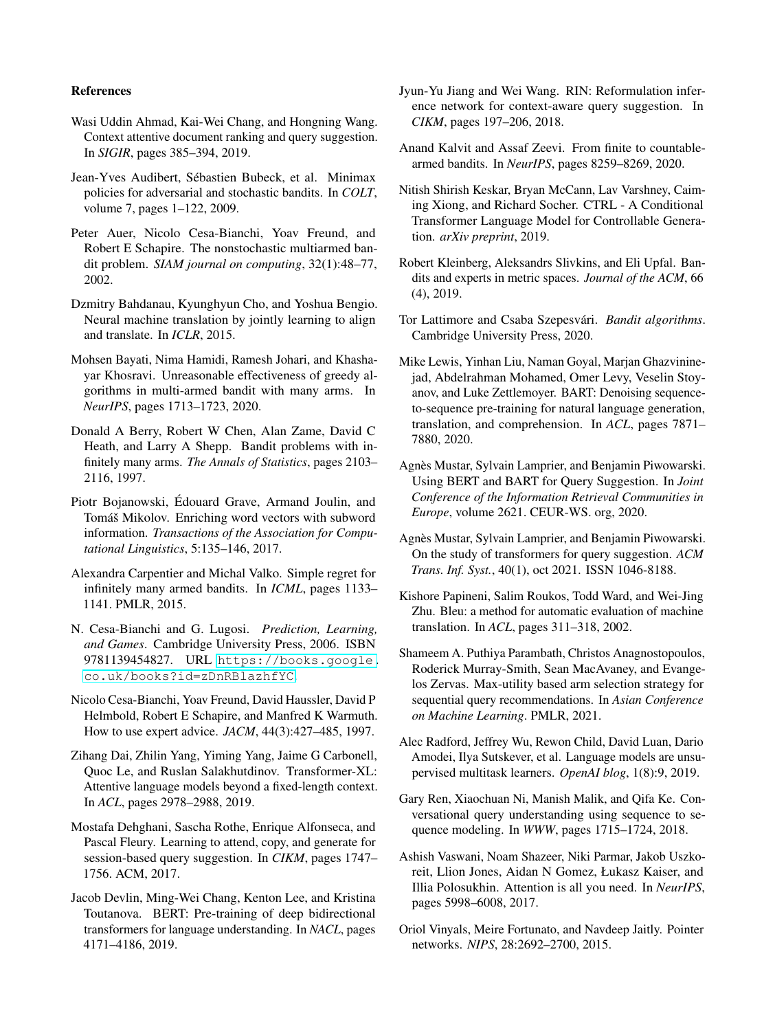### References

Wasi Uddin Ahmad, Kai-Wei Chang, and Hongning Wang. Context attentive document ranking and query suggestion. In *SIGIR*, pages 385–394, 2019.

Jean-Yves Audibert, Sébastien Bubeck, et al. Minimax policies for adversarial and stochastic bandits. In *COLT*, volume 7, pages 1–122, 2009.

Peter Auer, Nicolo Cesa-Bianchi, Yoav Freund, and Robert E Schapire. The nonstochastic multiarmed bandit problem. *SIAM journal on computing*, 32(1):48–77, 2002.

Dzmitry Bahdanau, Kyunghyun Cho, and Yoshua Bengio. Neural machine translation by jointly learning to align and translate. In *ICLR*, 2015.

Mohsen Bayati, Nima Hamidi, Ramesh Johari, and Khashayar Khosravi. Unreasonable effectiveness of greedy algorithms in multi-armed bandit with many arms. In *NeurIPS*, pages 1713–1723, 2020.

Donald A Berry, Robert W Chen, Alan Zame, David C Heath, and Larry A Shepp. Bandit problems with infinitely many arms. *The Annals of Statistics*, pages 2103–2116, 1997.

Piotr Bojanowski, Édouard Grave, Armand Joulin, and Tomáš Mikolov. Enriching word vectors with subword information. *Transactions of the Association for Computational Linguistics*, 5:135–146, 2017.

Alexandra Carpentier and Michal Valko. Simple regret for infinitely many armed bandits. In *ICML*, pages 1133–1141. PMLR, 2015.

N. Cesa-Bianchi and G. Lugosi. *Prediction, Learning, and Games*. Cambridge University Press, 2006. ISBN 9781139454827. URL https://books.google.co.uk/books?id=zDnRBlazhfYC.

Nicolo Cesa-Bianchi, Yoav Freund, David Haussler, David P Helmbold, Robert E Schapire, and Manfred K Warmuth. How to use expert advice. *JACM*, 44(3):427–485, 1997.

Zihang Dai, Zhilin Yang, Yiming Yang, Jaime G Carbonell, Quoc Le, and Ruslan Salakhutdinov. Transformer-XL: Attentive language models beyond a fixed-length context. In *ACL*, pages 2978–2988, 2019.

Mostafa Dehghani, Sascha Rothe, Enrique Alfonseca, and Pascal Fleury. Learning to attend, copy, and generate for session-based query suggestion. In *CIKM*, pages 1747–1756. ACM, 2017.

Jacob Devlin, Ming-Wei Chang, Kenton Lee, and Kristina Toutanova. BERT: Pre-training of deep bidirectional transformers for language understanding. In *NACL*, pages 4171–4186, 2019.

Jyun-Yu Jiang and Wei Wang. RIN: Reformulation inference network for context-aware query suggestion. In *CIKM*, pages 197–206, 2018.

Anand Kalvit and Assaf Zeevi. From finite to countable-armed bandits. In *NeurIPS*, pages 8259–8269, 2020.

Nitish Shirish Keskar, Bryan McCann, Lav Varshney, Caiming Xiong, and Richard Socher. CTRL - A Conditional Transformer Language Model for Controllable Generation. *arXiv preprint*, 2019.

Robert Kleinberg, Aleksandrs Slivkins, and Eli Upfal. Bandits and experts in metric spaces. *Journal of the ACM*, 66 (4), 2019.

Tor Lattimore and Csaba Szepesvári. *Bandit algorithms*. Cambridge University Press, 2020.

Mike Lewis, Yinhan Liu, Naman Goyal, Marjan Ghazvininejad, Abdelrahman Mohamed, Omer Levy, Veselin Stoyanov, and Luke Zettlemoyer. BART: Denoising sequence-to-sequence pre-training for natural language generation, translation, and comprehension. In *ACL*, pages 7871–7880, 2020.

Agnès Mustar, Sylvain Lamprier, and Benjamin Piwowarski. Using BERT and BART for Query Suggestion. In *Joint Conference of the Information Retrieval Communities in Europe*, volume 2621. CEUR-WS. org, 2020.

Agnès Mustar, Sylvain Lamprier, and Benjamin Piwowarski. On the study of transformers for query suggestion. *ACM Trans. Inf. Syst.*, 40(1), oct 2021. ISSN 1046-8188.

Kishore Papineni, Salim Roukos, Todd Ward, and Wei-Jing Zhu. Bleu: a method for automatic evaluation of machine translation. In *ACL*, pages 311–318, 2002.

Shameem A. Puthiya Parambath, Christos Anagnostopoulos, Roderick Murray-Smith, Sean MacAvaney, and Evangelos Zervas. Max-utility based arm selection strategy for sequential query recommendations. In *Asian Conference on Machine Learning*. PMLR, 2021.

Alec Radford, Jeffrey Wu, Rewon Child, David Luan, Dario Amodei, Ilya Sutskever, et al. Language models are unsupervised multitask learners. *OpenAI blog*, 1(8):9, 2019.

Gary Ren, Xiaochuan Ni, Manish Malik, and Qifa Ke. Conversational query understanding using sequence to sequence modeling. In *WWW*, pages 1715–1724, 2018.

Ashish Vaswani, Noam Shazeer, Niki Parmar, Jakob Uszkoreit, Llion Jones, Aidan N Gomez, Łukasz Kaiser, and Illia Polosukhin. Attention is all you need. In *NeurIPS*, pages 5998–6008, 2017.

Oriol Vinyals, Meire Fortunato, and Navdeep Jaitly. Pointer networks. *NIPS*, 28:2692–2700, 2015.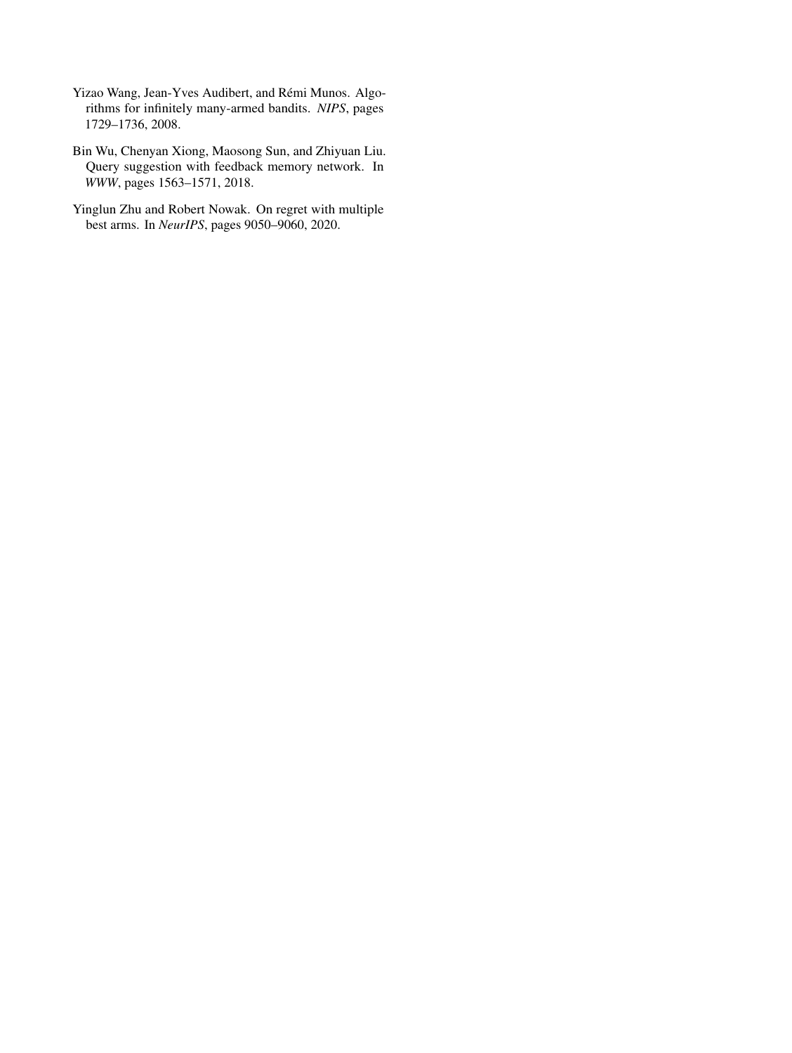Yizao Wang, Jean-Yves Audibert, and Rémi Munos. Algorithms for infinitely many-armed bandits. *NIPS*, pages 1729–1736, 2008.

Bin Wu, Chenyan Xiong, Maosong Sun, and Zhiyuan Liu. Query suggestion with feedback memory network. In *WWW*, pages 1563–1571, 2018.

Yinglun Zhu and Robert Nowak. On regret with multiple best arms. In *NeurIPS*, pages 9050–9060, 2020.